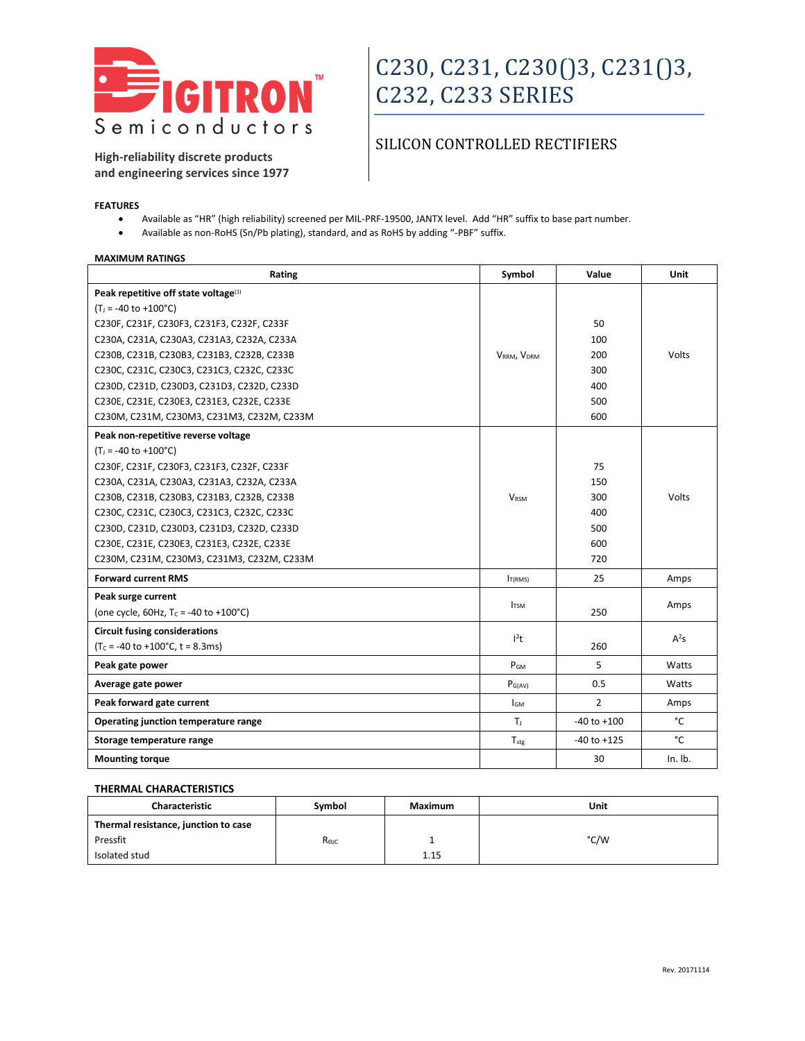**DIGITRON Semiconductors**

High-reliability discrete products and engineering services since 1977

# C230, C231, C230()3, C231()3, C232, C233 SERIES

## SILICON CONTROLLED RECTIFIERS

**FEATURES**

- Available as "HR" (high reliability) screened per MIL-PRF-19500, JANTX level. Add "HR" suffix to base part number.
- Available as non-RoHS (Sn/Pb plating), standard, and as RoHS by adding "-PBF" suffix.

**MAXIMUM RATINGS**

| Rating | Symbol | Value | Unit |
|---|---|---|---|
| **Peak repetitive off state voltage**[1] | | | |
| ($T_J$ = -40 to +100°C) | | | |
| C230F, C231F, C230F3, C231F3, C232F, C233F | $V_{RRM}$, $V_{DRM}$ | 50 | Volts |
| C230A, C231A, C230A3, C231A3, C232A, C233A | | 100 | |
| C230B, C231B, C230B3, C231B3, C232B, C233B | | 200 | |
| C230C, C231C, C230C3, C231C3, C232C, C233C | | 300 | |
| C230D, C231D, C230D3, C231D3, C232D, C233D | | 400 | |
| C230E, C231E, C230E3, C231E3, C232E, C233E | | 500 | |
| C230M, C231M, C230M3, C231M3, C232M, C233M | | 600 | |
| **Peak non-repetitive reverse voltage** | | | |
| ($T_J$ = -40 to +100°C) | | | |
| C230F, C231F, C230F3, C231F3, C232F, C233F | $V_{RSM}$ | 75 | Volts |
| C230A, C231A, C230A3, C231A3, C232A, C233A | | 150 | |
| C230B, C231B, C230B3, C231B3, C232B, C233B | | 300 | |
| C230C, C231C, C230C3, C231C3, C232C, C233C | | 400 | |
| C230D, C231D, C230D3, C231D3, C232D, C233D | | 500 | |
| C230E, C231E, C230E3, C231E3, C232E, C233E | | 600 | |
| C230M, C231M, C230M3, C231M3, C232M, C233M | | 720 | |
| **Forward current RMS** | $I_{T(RMS)}$ | 25 | Amps |
| **Peak surge current** (one cycle, 60Hz, $T_C$ = -40 to +100°C) | $I_{TSM}$ | 250 | Amps |
| **Circuit fusing considerations** ($T_C$ = -40 to +100°C, t = 8.3ms) | $I^2t$ | 260 | $A^2s$ |
| **Peak gate power** | $P_{GM}$ | 5 | Watts |
| **Average gate power** | $P_{G(AV)}$ | 0.5 | Watts |
| **Peak forward gate current** | $I_{GM}$ | 2 | Amps |
| **Operating junction temperature range** | $T_J$ | -40 to +100 | °C |
| **Storage temperature range** | $T_{stg}$ | -40 to +125 | °C |
| **Mounting torque** | | 30 | In. lb. |

**THERMAL CHARACTERISTICS**

| Characteristic | Symbol | Maximum | Unit |
|---|---|---|---|
| **Thermal resistance, junction to case** | | | |
| Pressfit | $R_{\theta JC}$ | 1 | °C/W |
| Isolated stud | | 1.15 | |

Rev. 20171114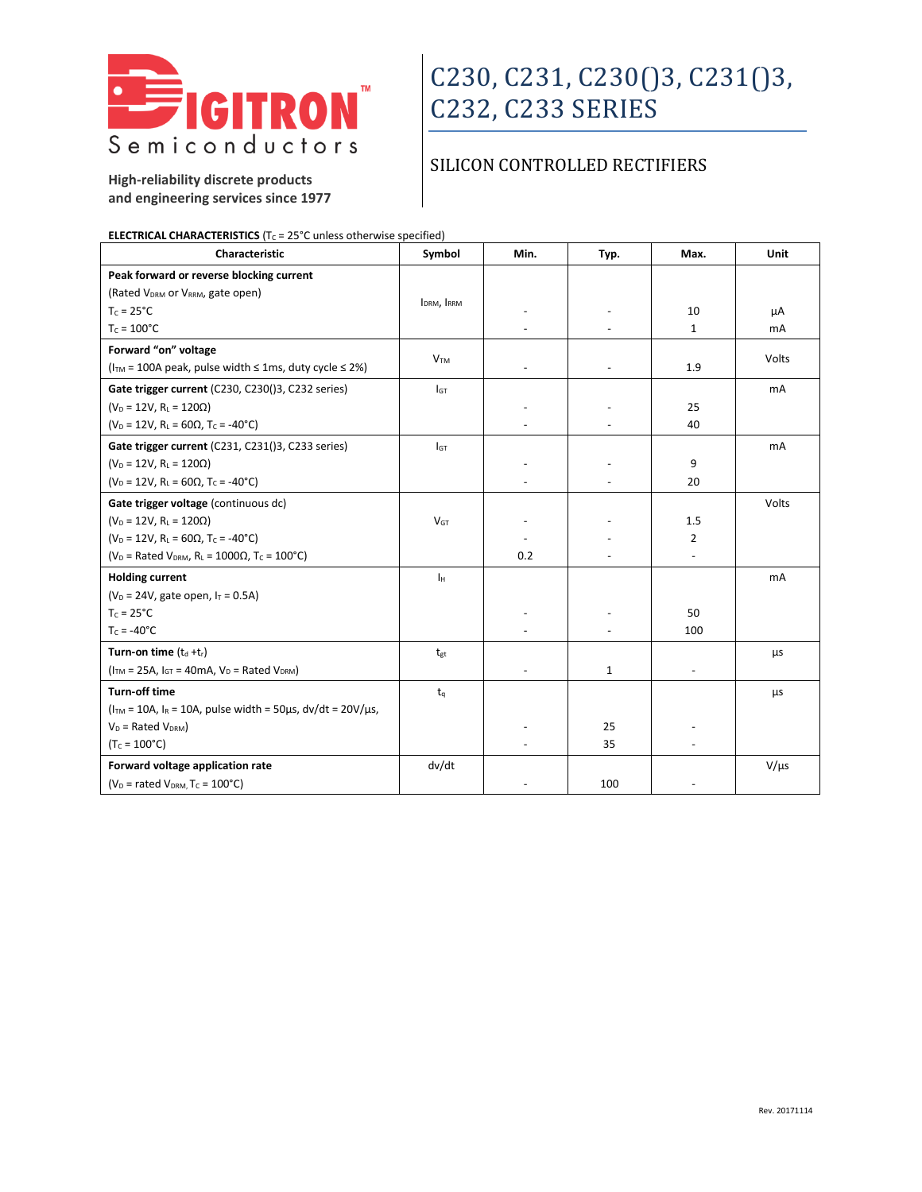Digitron Semiconductors

High-reliability discrete products and engineering services since 1977

# C230, C231, C230()3, C231()3, C232, C233 SERIES

## SILICON CONTROLLED RECTIFIERS

**ELECTRICAL CHARACTERISTICS** ($T_C$ = 25°C unless otherwise specified)

| Characteristic | Symbol | Min. | Typ. | Max. | Unit |
|---|---|---|---|---|---|
| **Peak forward or reverse blocking current** (Rated $V_{DRM}$ or $V_{RRM}$, gate open) | $I_{DRM}$, $I_{RRM}$ | | | | |
| $T_C$ = 25°C | | - | - | 10 | µA |
| $T_C$ = 100°C | | - | - | 1 | mA |
| **Forward "on" voltage** ($I_{TM}$ = 100A peak, pulse width ≤ 1ms, duty cycle ≤ 2%) | $V_{TM}$ | - | - | 1.9 | Volts |
| **Gate trigger current** (C230, C230()3, C232 series) | $I_{GT}$ | | | | mA |
| ($V_D$ = 12V, $R_L$ = 120Ω) | | - | - | 25 | |
| ($V_D$ = 12V, $R_L$ = 60Ω, $T_C$ = -40°C) | | - | - | 40 | |
| **Gate trigger current** (C231, C231()3, C233 series) | $I_{GT}$ | | | | mA |
| ($V_D$ = 12V, $R_L$ = 120Ω) | | - | - | 9 | |
| ($V_D$ = 12V, $R_L$ = 60Ω, $T_C$ = -40°C) | | - | - | 20 | |
| **Gate trigger voltage** (continuous dc) | $V_{GT}$ | | | | Volts |
| ($V_D$ = 12V, $R_L$ = 120Ω) | | - | - | 1.5 | |
| ($V_D$ = 12V, $R_L$ = 60Ω, $T_C$ = -40°C) | | - | - | 2 | |
| ($V_D$ = Rated $V_{DRM}$, $R_L$ = 1000Ω, $T_C$ = 100°C) | | 0.2 | - | - | |
| **Holding current** ($V_D$ = 24V, gate open, $I_T$ = 0.5A) | $I_H$ | | | | mA |
| $T_C$ = 25°C | | - | - | 50 | |
| $T_C$ = -40°C | | - | - | 100 | |
| **Turn-on time** ($t_d$ + $t_r$) ($I_{TM}$ = 25A, $I_{GT}$ = 40mA, $V_D$ = Rated $V_{DRM}$) | $t_{gt}$ | - | 1 | - | µs |
| **Turn-off time** ($I_{TM}$ = 10A, $I_R$ = 10A, pulse width = 50µs, dv/dt = 20V/µs, | $t_q$ | | | | µs |
| $V_D$ = Rated $V_{DRM}$) | | - | 25 | - | |
| ($T_C$ = 100°C) | | - | 35 | - | |
| **Forward voltage application rate** ($V_D$ = rated $V_{DRM}$, $T_C$ = 100°C) | dv/dt | - | 100 | - | V/µs |

Rev. 20171114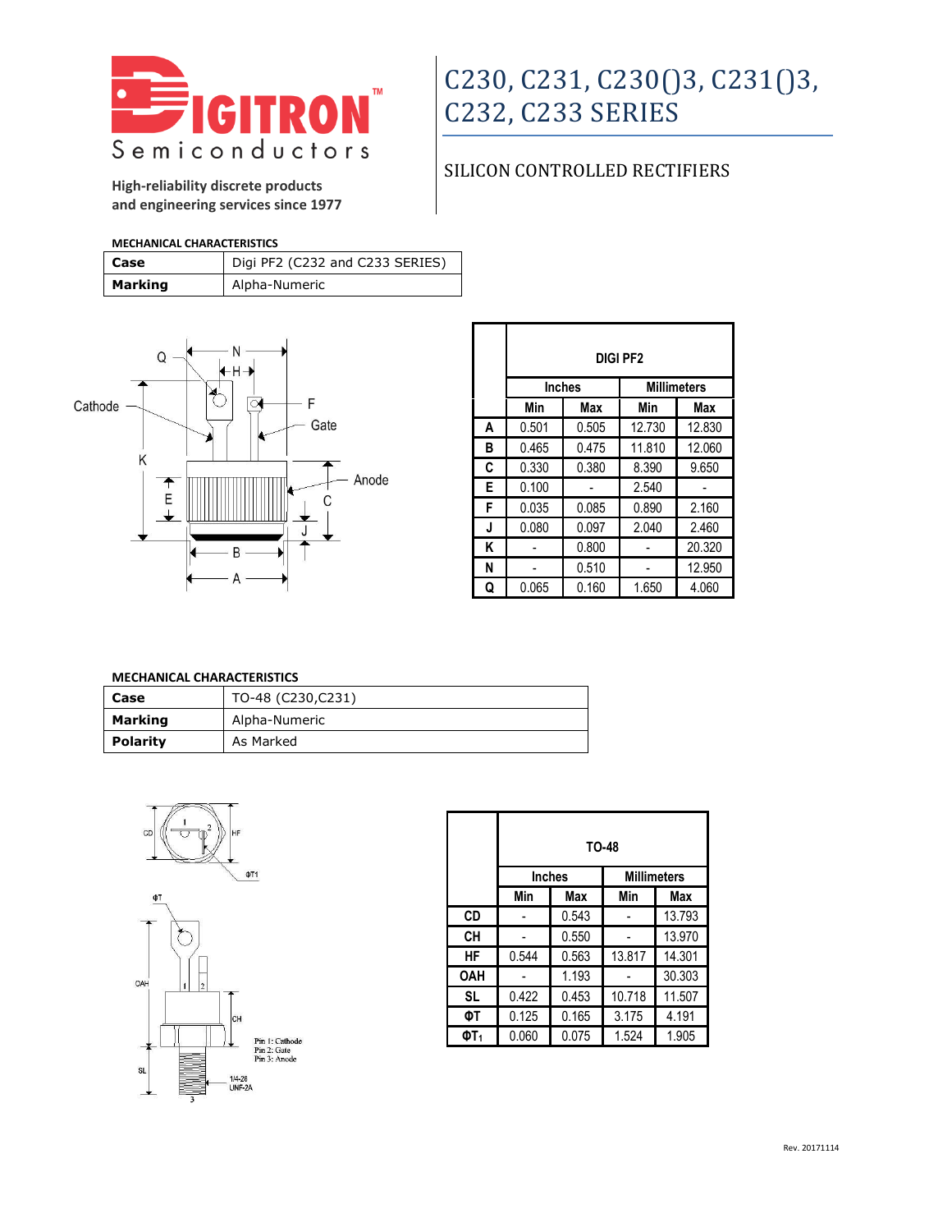**DIGITRON Semiconductors**

High-reliability discrete products and engineering services since 1977

# C230, C231, C230()3, C231()3, C232, C233 SERIES

## SILICON CONTROLLED RECTIFIERS

**MECHANICAL CHARACTERISTICS**

| | |
|---|---|
| **Case** | Digi PF2 (C232 and C233 SERIES) |
| **Marking** | Alpha-Numeric |

| | DIGI PF2 | | | |
|---|---|---|---|---|
| | Inches | | Millimeters | |
| | Min | Max | Min | Max |
| **A** | 0.501 | 0.505 | 12.730 | 12.830 |
| **B** | 0.465 | 0.475 | 11.810 | 12.060 |
| **C** | 0.330 | 0.380 | 8.390 | 9.650 |
| **E** | 0.100 | - | 2.540 | - |
| **F** | 0.035 | 0.085 | 0.890 | 2.160 |
| **J** | 0.080 | 0.097 | 2.040 | 2.460 |
| **K** | - | 0.800 | - | 20.320 |
| **N** | - | 0.510 | - | 12.950 |
| **Q** | 0.065 | 0.160 | 1.650 | 4.060 |

**MECHANICAL CHARACTERISTICS**

| | |
|---|---|
| **Case** | TO-48 (C230,C231) |
| **Marking** | Alpha-Numeric |
| **Polarity** | As Marked |

Pin 1: Cathode
Pin 2: Gate
Pin 3: Anode

1/4-28 UNF-2A

| | TO-48 | | | |
|---|---|---|---|---|
| | Inches | | Millimeters | |
| | Min | Max | Min | Max |
| **CD** | - | 0.543 | - | 13.793 |
| **CH** | - | 0.550 | - | 13.970 |
| **HF** | 0.544 | 0.563 | 13.817 | 14.301 |
| **OAH** | - | 1.193 | - | 30.303 |
| **SL** | 0.422 | 0.453 | 10.718 | 11.507 |
| **ΦT** | 0.125 | 0.165 | 3.175 | 4.191 |
| **$ΦT_1$** | 0.060 | 0.075 | 1.524 | 1.905 |

Rev. 20171114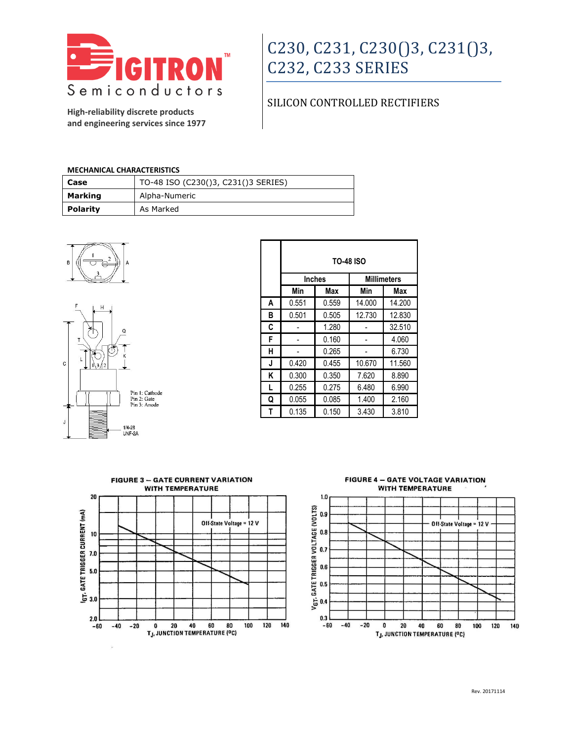# C230, C231, C230()3, C231()3, C232, C233 SERIES

High-reliability discrete products
and engineering services since 1977

SILICON CONTROLLED RECTIFIERS

**MECHANICAL CHARACTERISTICS**

| | |
|---|---|
| **Case** | TO-48 ISO (C230()3, C231()3 SERIES) |
| **Marking** | Alpha-Numeric |
| **Polarity** | As Marked |

Pin 1: Cathode
Pin 2: Gate
Pin 3: Anode

1/4-28
UNF-2A

| | TO-48 ISO | | | |
|---|---|---|---|---|
| | Inches | | Millimeters | |
| | Min | Max | Min | Max |
| **A** | 0.551 | 0.559 | 14.000 | 14.200 |
| **B** | 0.501 | 0.505 | 12.730 | 12.830 |
| **C** | - | 1.280 | - | 32.510 |
| **F** | - | 0.160 | - | 4.060 |
| **H** | - | 0.265 | - | 6.730 |
| **J** | 0.420 | 0.455 | 10.670 | 11.560 |
| **K** | 0.300 | 0.350 | 7.620 | 8.890 |
| **L** | 0.255 | 0.275 | 6.480 | 6.990 |
| **Q** | 0.055 | 0.085 | 1.400 | 2.160 |
| **T** | 0.135 | 0.150 | 3.430 | 3.810 |

**FIGURE 3 — GATE CURRENT VARIATION WITH TEMPERATURE**

Off-State Voltage = 12 V

$I_{GT}$, GATE TRIGGER CURRENT (mA)

20, 10, 7.0, 5.0, 3.0, 2.0

−60 −40 −20 0 20 40 60 80 100 120 140

$T_J$, JUNCTION TEMPERATURE (°C)

**FIGURE 4 — GATE VOLTAGE VARIATION WITH TEMPERATURE**

Off-State Voltage = 12 V

$V_{GT}$, GATE TRIGGER VOLTAGE (VOLTS)

1.0, 0.9, 0.8, 0.7, 0.6, 0.5, 0.4, 0.3

−60 −40 −20 0 20 40 60 80 100 120 140

$T_J$, JUNCTION TEMPERATURE (°C)

Rev. 20171114